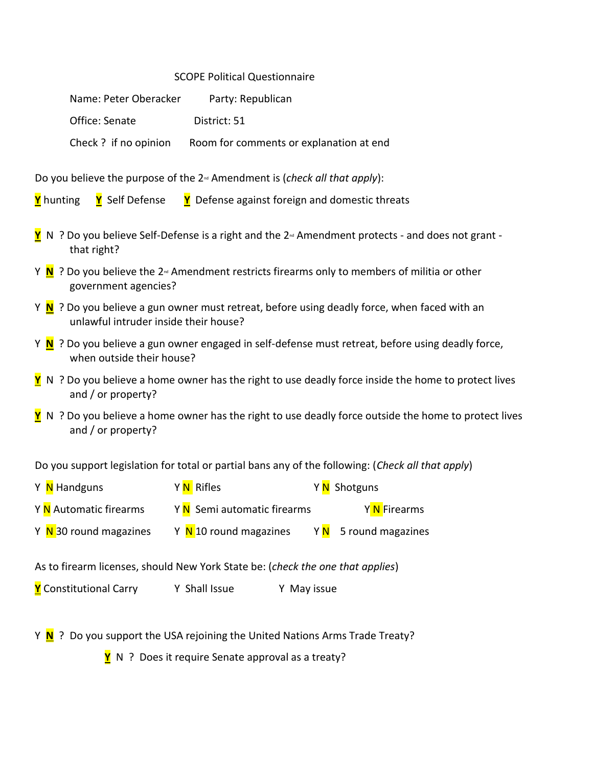SCOPE Political Questionnaire

Name: Peter Oberacker  Party: Republican

Office: Senate  District: 51

Check ? if no opinion  Room for comments or explanation at end

Do you believe the purpose of the 2nd Amendment is (*check all that apply*):

**Y** hunting  **Y** Self Defense  **Y** Defense against foreign and domestic threats

**Y** N ? Do you believe Self-Defense is a right and the 2nd Amendment protects - and does not grant - that right?

Y **N** ? Do you believe the 2nd Amendment restricts firearms only to members of militia or other government agencies?

Y **N** ? Do you believe a gun owner must retreat, before using deadly force, when faced with an unlawful intruder inside their house?

Y **N** ? Do you believe a gun owner engaged in self-defense must retreat, before using deadly force, when outside their house?

**Y** N ? Do you believe a home owner has the right to use deadly force inside the home to protect lives and / or property?

**Y** N ? Do you believe a home owner has the right to use deadly force outside the home to protect lives and / or property?

Do you support legislation for total or partial bans any of the following: (*Check all that apply*)

| | | |
|---|---|---|
| Y **N** Handguns | Y **N** Rifles | Y **N** Shotguns |
| Y **N** Automatic firearms | Y **N** Semi automatic firearms | Y **N** Firearms |
| Y **N** 30 round magazines | Y **N** 10 round magazines | Y **N** 5 round magazines |

As to firearm licenses, should New York State be: (*check the one that applies*)

**Y** Constitutional Carry  Y Shall Issue  Y May issue

Y **N** ? Do you support the USA rejoining the United Nations Arms Trade Treaty?

**Y** N ? Does it require Senate approval as a treaty?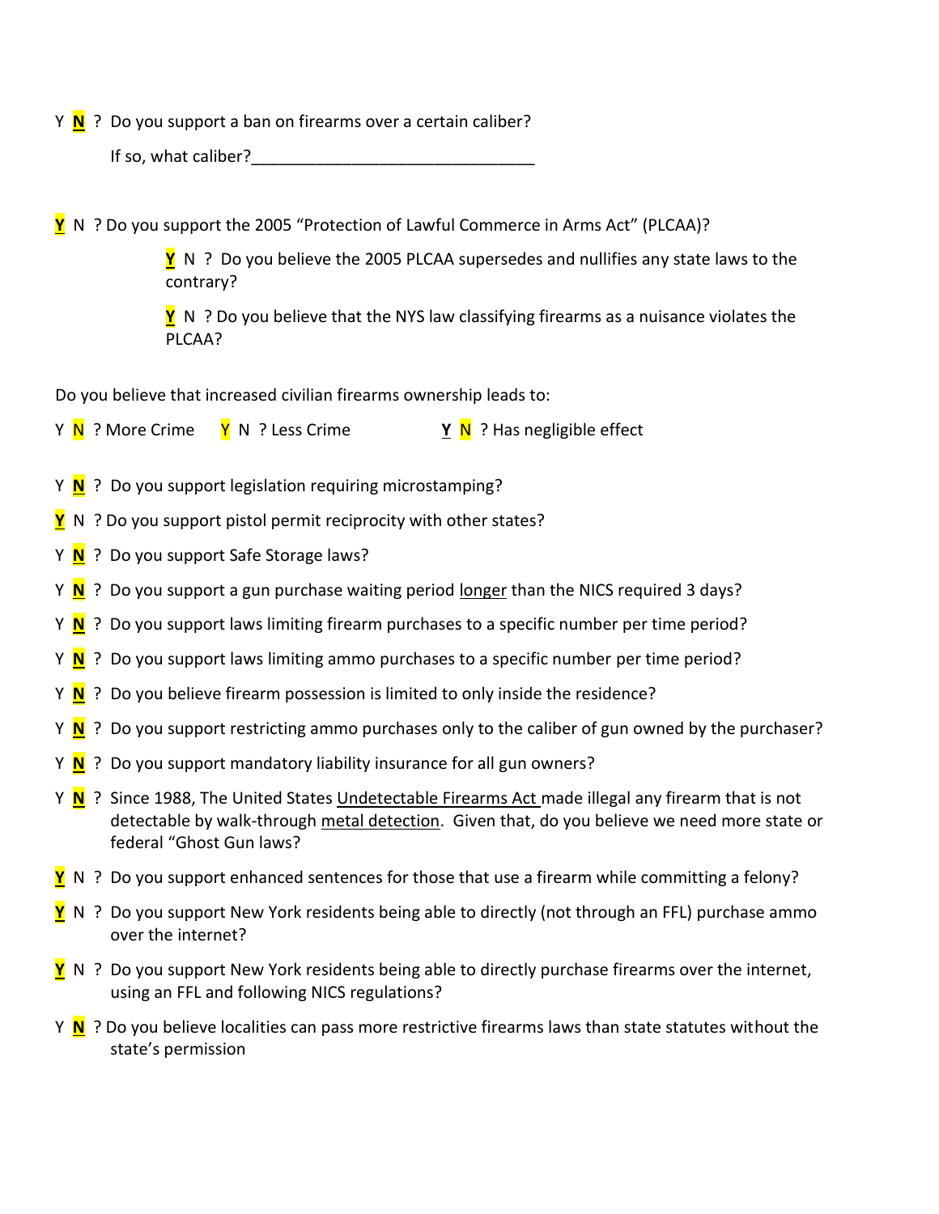Y **N** ? Do you support a ban on firearms over a certain caliber?

If so, what caliber?_______________________________

**Y** N ? Do you support the 2005 "Protection of Lawful Commerce in Arms Act" (PLCAA)?

> **Y** N ? Do you believe the 2005 PLCAA supersedes and nullifies any state laws to the contrary?
>
> **Y** N ? Do you believe that the NYS law classifying firearms as a nuisance violates the PLCAA?

Do you believe that increased civilian firearms ownership leads to:

Y N ? More Crime Y N ? Less Crime **Y** N ? Has negligible effect

Y **N** ? Do you support legislation requiring microstamping?

**Y** N ? Do you support pistol permit reciprocity with other states?

Y **N** ? Do you support Safe Storage laws?

Y **N** ? Do you support a gun purchase waiting period longer than the NICS required 3 days?

Y **N** ? Do you support laws limiting firearm purchases to a specific number per time period?

Y **N** ? Do you support laws limiting ammo purchases to a specific number per time period?

Y **N** ? Do you believe firearm possession is limited to only inside the residence?

Y **N** ? Do you support restricting ammo purchases only to the caliber of gun owned by the purchaser?

Y **N** ? Do you support mandatory liability insurance for all gun owners?

Y **N** ? Since 1988, The United States Undetectable Firearms Act made illegal any firearm that is not detectable by walk-through metal detection. Given that, do you believe we need more state or federal "Ghost Gun laws?

**Y** N ? Do you support enhanced sentences for those that use a firearm while committing a felony?

**Y** N ? Do you support New York residents being able to directly (not through an FFL) purchase ammo over the internet?

**Y** N ? Do you support New York residents being able to directly purchase firearms over the internet, using an FFL and following NICS regulations?

Y **N** ? Do you believe localities can pass more restrictive firearms laws than state statutes without the state's permission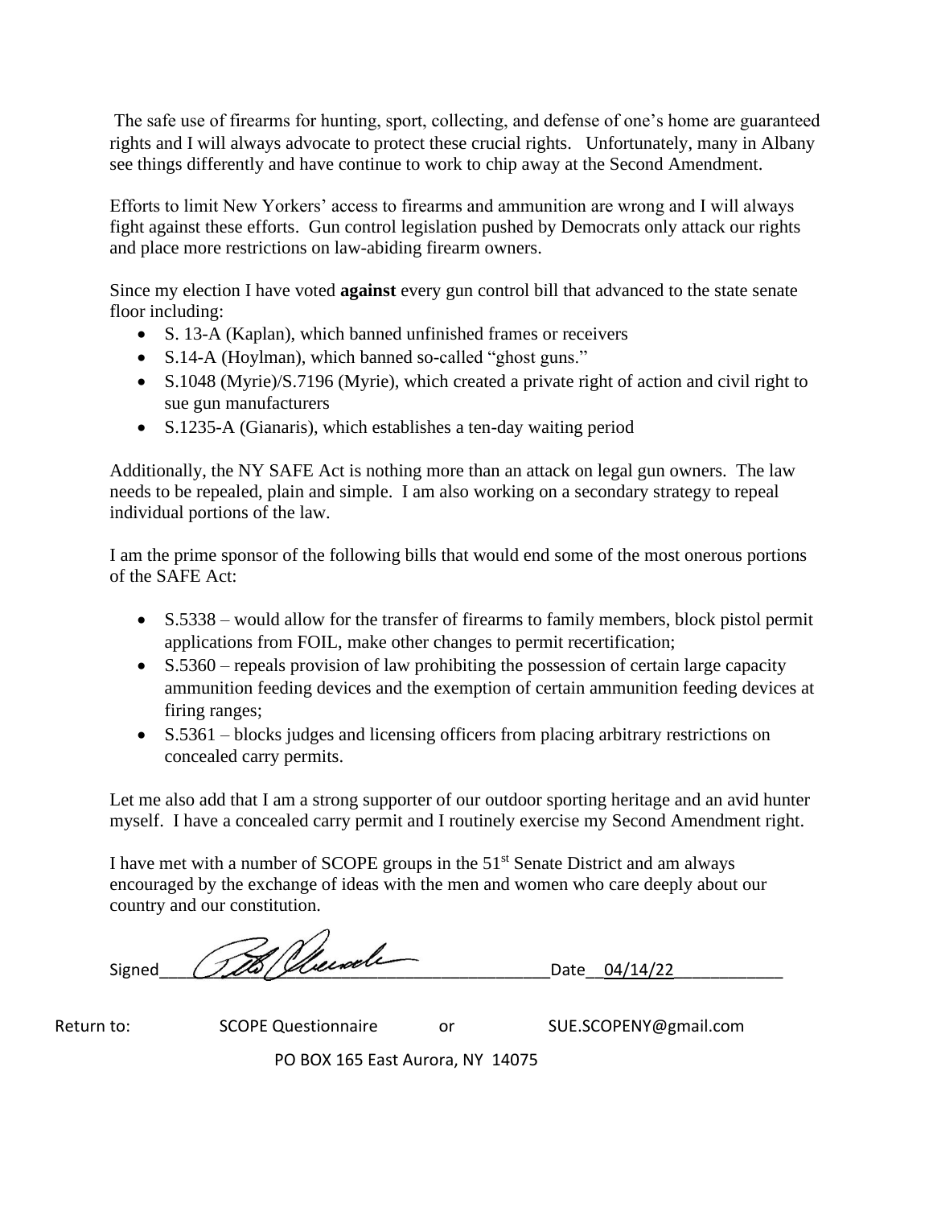The safe use of firearms for hunting, sport, collecting, and defense of one's home are guaranteed rights and I will always advocate to protect these crucial rights. Unfortunately, many in Albany see things differently and have continue to work to chip away at the Second Amendment.

Efforts to limit New Yorkers' access to firearms and ammunition are wrong and I will always fight against these efforts. Gun control legislation pushed by Democrats only attack our rights and place more restrictions on law-abiding firearm owners.

Since my election I have voted **against** every gun control bill that advanced to the state senate floor including:

- S. 13-A (Kaplan), which banned unfinished frames or receivers
- S.14-A (Hoylman), which banned so-called "ghost guns."
- S.1048 (Myrie)/S.7196 (Myrie), which created a private right of action and civil right to sue gun manufacturers
- S.1235-A (Gianaris), which establishes a ten-day waiting period

Additionally, the NY SAFE Act is nothing more than an attack on legal gun owners. The law needs to be repealed, plain and simple. I am also working on a secondary strategy to repeal individual portions of the law.

I am the prime sponsor of the following bills that would end some of the most onerous portions of the SAFE Act:

- S.5338 – would allow for the transfer of firearms to family members, block pistol permit applications from FOIL, make other changes to permit recertification;
- S.5360 – repeals provision of law prohibiting the possession of certain large capacity ammunition feeding devices and the exemption of certain ammunition feeding devices at firing ranges;
- S.5361 – blocks judges and licensing officers from placing arbitrary restrictions on concealed carry permits.

Let me also add that I am a strong supporter of our outdoor sporting heritage and an avid hunter myself. I have a concealed carry permit and I routinely exercise my Second Amendment right.

I have met with a number of SCOPE groups in the 51st Senate District and am always encouraged by the exchange of ideas with the men and women who care deeply about our country and our constitution.

Signed________________________________ Date__04/14/22____________

Return to: SCOPE Questionnaire or SUE.SCOPENY@gmail.com

PO BOX 165 East Aurora, NY 14075